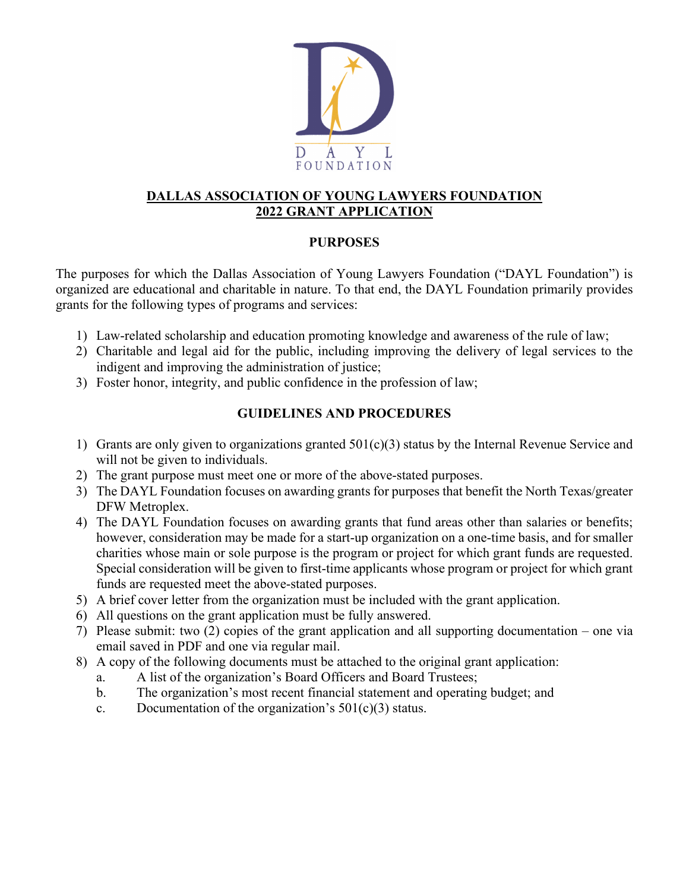DAYL FOUNDATION

# DALLAS ASSOCIATION OF YOUNG LAWYERS FOUNDATION
# 2022 GRANT APPLICATION

## PURPOSES

The purposes for which the Dallas Association of Young Lawyers Foundation ("DAYL Foundation") is organized are educational and charitable in nature. To that end, the DAYL Foundation primarily provides grants for the following types of programs and services:

1) Law-related scholarship and education promoting knowledge and awareness of the rule of law;
2) Charitable and legal aid for the public, including improving the delivery of legal services to the indigent and improving the administration of justice;
3) Foster honor, integrity, and public confidence in the profession of law;

## GUIDELINES AND PROCEDURES

1) Grants are only given to organizations granted 501(c)(3) status by the Internal Revenue Service and will not be given to individuals.
2) The grant purpose must meet one or more of the above-stated purposes.
3) The DAYL Foundation focuses on awarding grants for purposes that benefit the North Texas/greater DFW Metroplex.
4) The DAYL Foundation focuses on awarding grants that fund areas other than salaries or benefits; however, consideration may be made for a start-up organization on a one-time basis, and for smaller charities whose main or sole purpose is the program or project for which grant funds are requested. Special consideration will be given to first-time applicants whose program or project for which grant funds are requested meet the above-stated purposes.
5) A brief cover letter from the organization must be included with the grant application.
6) All questions on the grant application must be fully answered.
7) Please submit: two (2) copies of the grant application and all supporting documentation – one via email saved in PDF and one via regular mail.
8) A copy of the following documents must be attached to the original grant application:
   a. A list of the organization's Board Officers and Board Trustees;
   b. The organization's most recent financial statement and operating budget; and
   c. Documentation of the organization's 501(c)(3) status.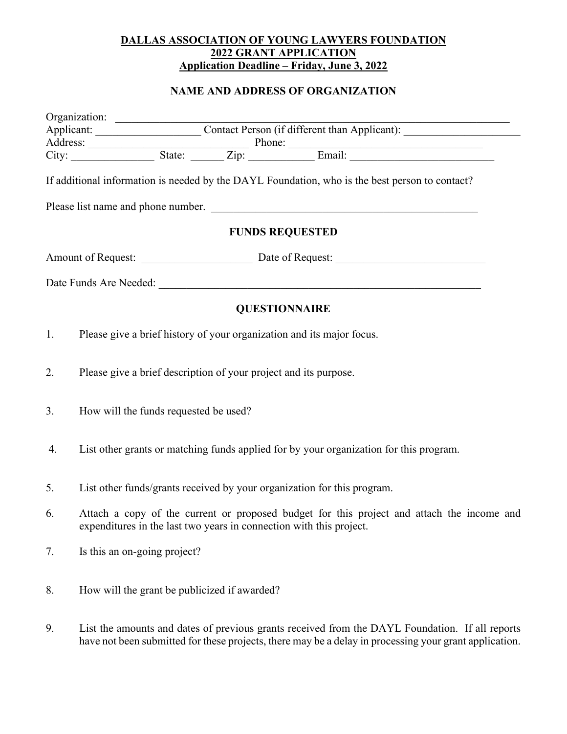**DALLAS ASSOCIATION OF YOUNG LAWYERS FOUNDATION**
**2022 GRANT APPLICATION**
**Application Deadline – Friday, June 3, 2022**

**NAME AND ADDRESS OF ORGANIZATION**

Organization: ______________________________________________________________________

Applicant: ___________________ Contact Person (if different than Applicant): _____________________

Address: _____________________________ Phone: ____________________________________

City: _______________ State: ______ Zip: ____________ Email: __________________________

If additional information is needed by the DAYL Foundation, who is the best person to contact?

Please list name and phone number. __________________________________________________

**FUNDS REQUESTED**

Amount of Request: ____________________ Date of Request: ___________________________

Date Funds Are Needed: ____________________________________________________________

**QUESTIONNAIRE**

1. Please give a brief history of your organization and its major focus.

2. Please give a brief description of your project and its purpose.

3. How will the funds requested be used?

4. List other grants or matching funds applied for by your organization for this program.

5. List other funds/grants received by your organization for this program.

6. Attach a copy of the current or proposed budget for this project and attach the income and expenditures in the last two years in connection with this project.

7. Is this an on-going project?

8. How will the grant be publicized if awarded?

9. List the amounts and dates of previous grants received from the DAYL Foundation. If all reports have not been submitted for these projects, there may be a delay in processing your grant application.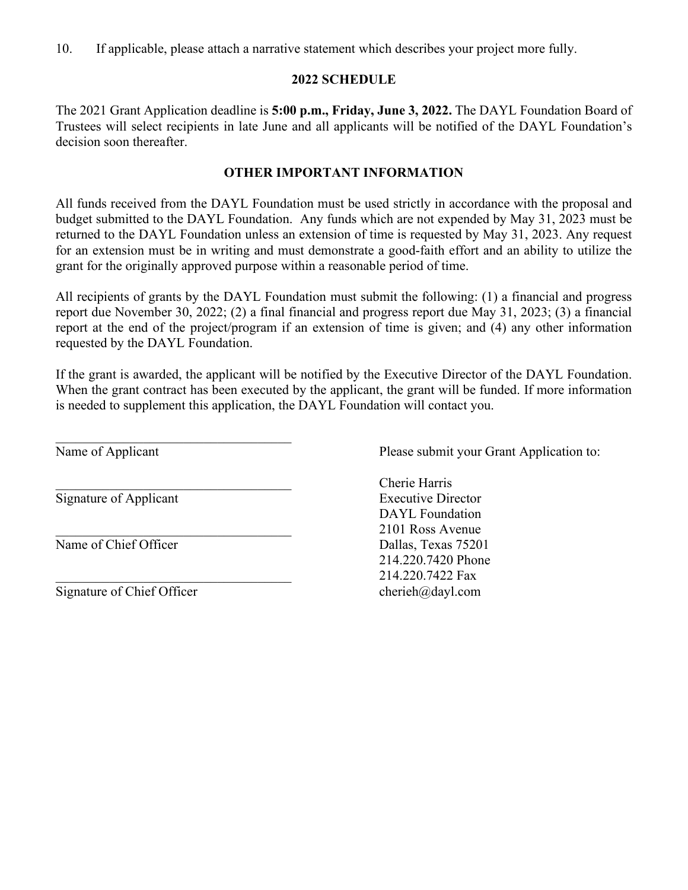10. If applicable, please attach a narrative statement which describes your project more fully.

## 2022 SCHEDULE

The 2021 Grant Application deadline is **5:00 p.m., Friday, June 3, 2022.** The DAYL Foundation Board of Trustees will select recipients in late June and all applicants will be notified of the DAYL Foundation's decision soon thereafter.

## OTHER IMPORTANT INFORMATION

All funds received from the DAYL Foundation must be used strictly in accordance with the proposal and budget submitted to the DAYL Foundation. Any funds which are not expended by May 31, 2023 must be returned to the DAYL Foundation unless an extension of time is requested by May 31, 2023. Any request for an extension must be in writing and must demonstrate a good-faith effort and an ability to utilize the grant for the originally approved purpose within a reasonable period of time.

All recipients of grants by the DAYL Foundation must submit the following: (1) a financial and progress report due November 30, 2022; (2) a final financial and progress report due May 31, 2023; (3) a financial report at the end of the project/program if an extension of time is given; and (4) any other information requested by the DAYL Foundation.

If the grant is awarded, the applicant will be notified by the Executive Director of the DAYL Foundation. When the grant contract has been executed by the applicant, the grant will be funded. If more information is needed to supplement this application, the DAYL Foundation will contact you.

\_\_\_\_\_\_\_\_\_\_\_\_\_\_\_\_\_\_\_\_\_\_\_\_\_\_\_\_\_\_\_\_\_\_\_
Name of Applicant

\_\_\_\_\_\_\_\_\_\_\_\_\_\_\_\_\_\_\_\_\_\_\_\_\_\_\_\_\_\_\_\_\_\_\_
Signature of Applicant

\_\_\_\_\_\_\_\_\_\_\_\_\_\_\_\_\_\_\_\_\_\_\_\_\_\_\_\_\_\_\_\_\_\_\_
Name of Chief Officer

\_\_\_\_\_\_\_\_\_\_\_\_\_\_\_\_\_\_\_\_\_\_\_\_\_\_\_\_\_\_\_\_\_\_\_
Signature of Chief Officer

Please submit your Grant Application to:

Cherie Harris
Executive Director
DAYL Foundation
2101 Ross Avenue
Dallas, Texas 75201
214.220.7420 Phone
214.220.7422 Fax
cherieh@dayl.com